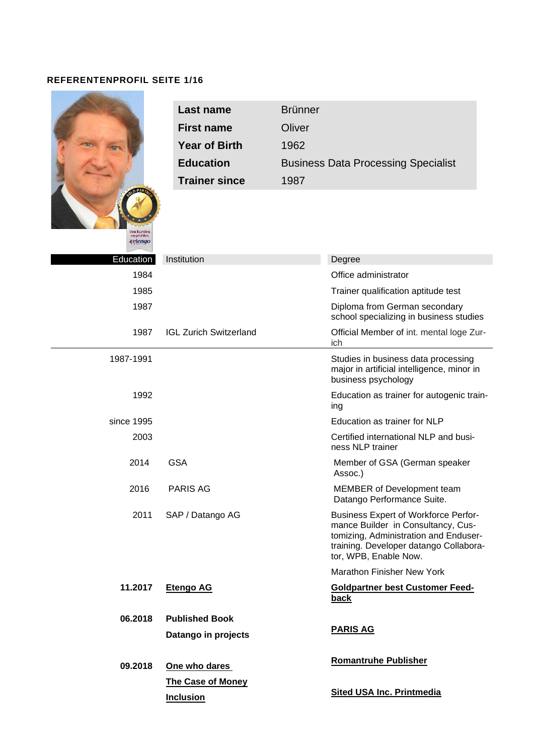**REFERENTENPROFIL SEITE 1/16**

| | |
|---|---|
| **Last name** | Brünner |
| **First name** | Oliver |
| **Year of Birth** | 1962 |
| **Education** | Business Data Processing Specialist |
| **Trainer since** | 1987 |

| Education | Institution | Degree |
|---|---|---|
| 1984 | | Office administrator |
| 1985 | | Trainer qualification aptitude test |
| 1987 | | Diploma from German secondary school specializing in business studies |
| 1987 | IGL Zurich Switzerland | Official Member of int. mental loge Zurich |
| 1987-1991 | | Studies in business data processing major in artificial intelligence, minor in business psychology |
| 1992 | | Education as trainer for autogenic training |
| since 1995 | | Education as trainer for NLP |
| 2003 | | Certified international NLP and business NLP trainer |
| 2014 | GSA | Member of GSA (German speaker Assoc.) |
| 2016 | PARIS AG | MEMBER of Development team Datango Performance Suite. |
| 2011 | SAP / Datango AG | Business Expert of Workforce Performance Builder in Consultancy, Customizing, Administration and Enduser-training. Developer datango Collaborator, WPB, Enable Now. |
| | | Marathon Finisher New York |
| **11.2017** | **Etengo AG** | **Goldpartner best Customer Feedback** |
| **06.2018** | **Published Book**<br>**Datango in projects** | **PARIS AG** |
| **09.2018** | **One who dares**<br>**The Case of Money**<br>**Inclusion** | **Romantruhe Publisher**<br>**Sited USA Inc. Printmedia** |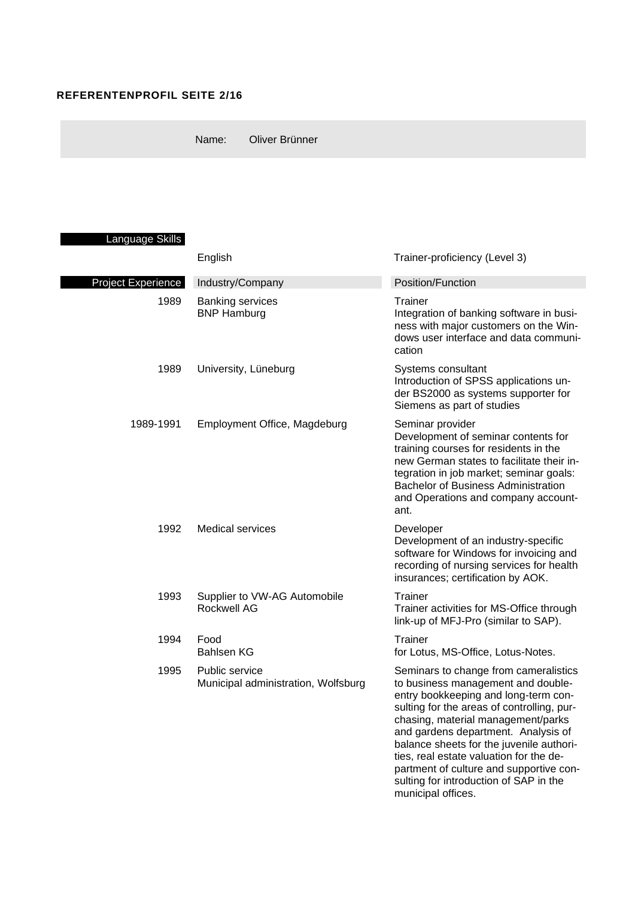**REFERENTENPROFIL SEITE 2/16**

Name: Oliver Brünner

**Language Skills**

| | | |
|---|---|---|
| | English | Trainer-proficiency (Level 3) |

**Project Experience**

| | Industry/Company | Position/Function |
|---|---|---|
| 1989 | Banking services<br>BNP Hamburg | Trainer<br>Integration of banking software in business with major customers on the Windows user interface and data communication |
| 1989 | University, Lüneburg | Systems consultant<br>Introduction of SPSS applications under BS2000 as systems supporter for Siemens as part of studies |
| 1989-1991 | Employment Office, Magdeburg | Seminar provider<br>Development of seminar contents for training courses for residents in the new German states to facilitate their integration in job market; seminar goals: Bachelor of Business Administration and Operations and company accountant. |
| 1992 | Medical services | Developer<br>Development of an industry-specific software for Windows for invoicing and recording of nursing services for health insurances; certification by AOK. |
| 1993 | Supplier to VW-AG Automobile<br>Rockwell AG | Trainer<br>Trainer activities for MS-Office through link-up of MFJ-Pro (similar to SAP). |
| 1994 | Food<br>Bahlsen KG | Trainer<br>for Lotus, MS-Office, Lotus-Notes. |
| 1995 | Public service<br>Municipal administration, Wolfsburg | Seminars to change from cameralistics to business management and double-entry bookkeeping and long-term consulting for the areas of controlling, purchasing, material management/parks and gardens department. Analysis of balance sheets for the juvenile authorities, real estate valuation for the department of culture and supportive consulting for introduction of SAP in the municipal offices. |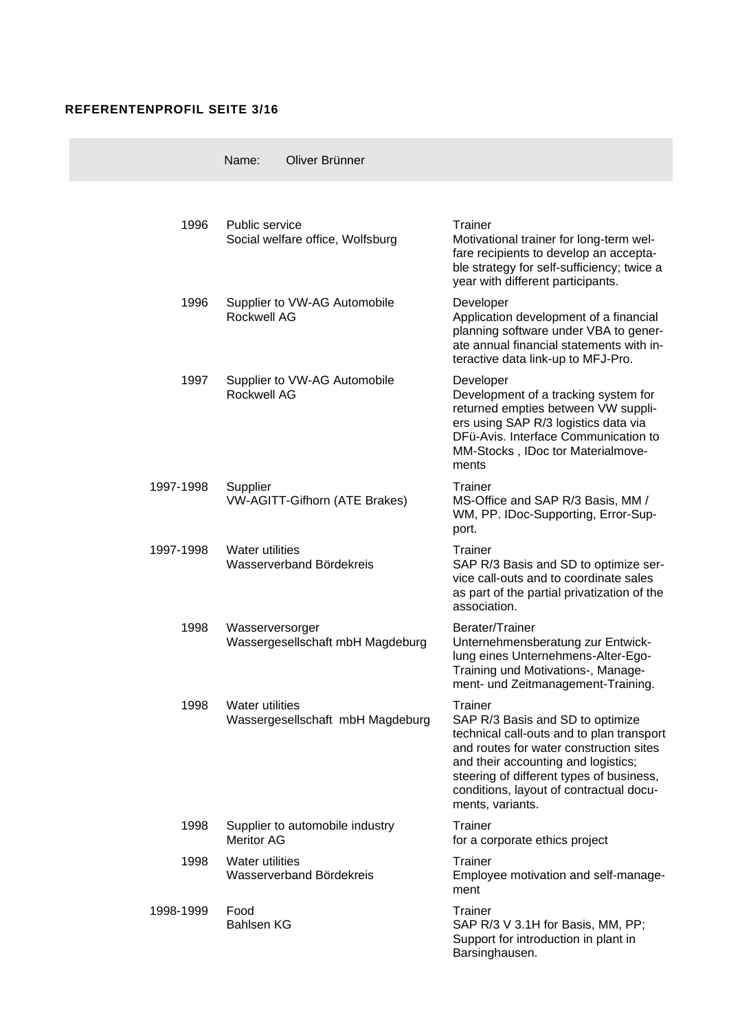**REFERENTENPROFIL SEITE 3/16**

Name: Oliver Brünner

| | | |
|---|---|---|
| 1996 | Public service<br>Social welfare office, Wolfsburg | Trainer<br>Motivational trainer for long-term welfare recipients to develop an acceptable strategy for self-sufficiency; twice a year with different participants. |
| 1996 | Supplier to VW-AG Automobile<br>Rockwell AG | Developer<br>Application development of a financial planning software under VBA to generate annual financial statements with interactive data link-up to MFJ-Pro. |
| 1997 | Supplier to VW-AG Automobile<br>Rockwell AG | Developer<br>Development of a tracking system for returned empties between VW suppliers using SAP R/3 logistics data via DFü-Avis. Interface Communication to MM-Stocks , IDoc tor Materialmovements |
| 1997-1998 | Supplier<br>VW-AGITT-Gifhorn (ATE Brakes) | Trainer<br>MS-Office and SAP R/3 Basis, MM / WM, PP. IDoc-Supporting, Error-Support. |
| 1997-1998 | Water utilities<br>Wasserverband Bördekreis | Trainer<br>SAP R/3 Basis and SD to optimize service call-outs and to coordinate sales as part of the partial privatization of the association. |
| 1998 | Wasserversorger<br>Wassergesellschaft mbH Magdeburg | Berater/Trainer<br>Unternehmensberatung zur Entwicklung eines Unternehmens-Alter-Ego-Training und Motivations-, Management- und Zeitmanagement-Training. |
| 1998 | Water utilities<br>Wassergesellschaft mbH Magdeburg | Trainer<br>SAP R/3 Basis and SD to optimize technical call-outs and to plan transport and routes for water construction sites and their accounting and logistics; steering of different types of business, conditions, layout of contractual documents, variants. |
| 1998 | Supplier to automobile industry<br>Meritor AG | Trainer<br>for a corporate ethics project |
| 1998 | Water utilities<br>Wasserverband Bördekreis | Trainer<br>Employee motivation and self-management |
| 1998-1999 | Food<br>Bahlsen KG | Trainer<br>SAP R/3 V 3.1H for Basis, MM, PP; Support for introduction in plant in Barsinghausen. |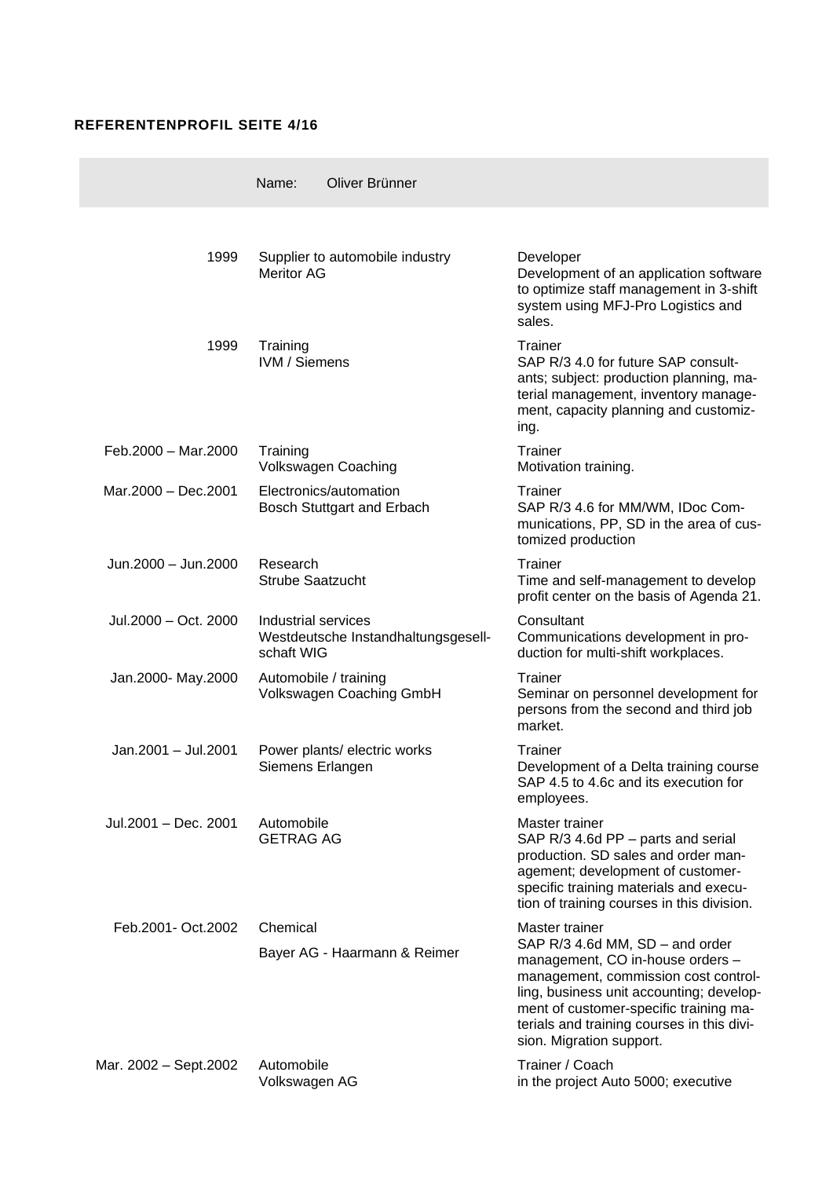Name: Oliver Brünner

| | | |
|---|---|---|
| 1999 | Supplier to automobile industry<br>Meritor AG | Developer<br>Development of an application software to optimize staff management in 3-shift system using MFJ-Pro Logistics and sales. |
| 1999 | Training<br>IVM / Siemens | Trainer<br>SAP R/3 4.0 for future SAP consultants; subject: production planning, material management, inventory management, capacity planning and customizing. |
| Feb.2000 – Mar.2000 | Training<br>Volkswagen Coaching | Trainer<br>Motivation training. |
| Mar.2000 – Dec.2001 | Electronics/automation<br>Bosch Stuttgart and Erbach | Trainer<br>SAP R/3 4.6 for MM/WM, IDoc Communications, PP, SD in the area of customized production |
| Jun.2000 – Jun.2000 | Research<br>Strube Saatzucht | Trainer<br>Time and self-management to develop profit center on the basis of Agenda 21. |
| Jul.2000 – Oct. 2000 | Industrial services<br>Westdeutsche Instandhaltungsgesellschaft WIG | Consultant<br>Communications development in production for multi-shift workplaces. |
| Jan.2000- May.2000 | Automobile / training<br>Volkswagen Coaching GmbH | Trainer<br>Seminar on personnel development for persons from the second and third job market. |
| Jan.2001 – Jul.2001 | Power plants/ electric works<br>Siemens Erlangen | Trainer<br>Development of a Delta training course SAP 4.5 to 4.6c and its execution for employees. |
| Jul.2001 – Dec. 2001 | Automobile<br>GETRAG AG | Master trainer<br>SAP R/3 4.6d PP – parts and serial production. SD sales and order management; development of customer-specific training materials and execution of training courses in this division. |
| Feb.2001- Oct.2002 | Chemical<br>Bayer AG - Haarmann & Reimer | Master trainer<br>SAP R/3 4.6d MM, SD – and order management, CO in-house orders – management, commission cost controlling, business unit accounting; development of customer-specific training materials and training courses in this division. Migration support. |
| Mar. 2002 – Sept.2002 | Automobile<br>Volkswagen AG | Trainer / Coach<br>in the project Auto 5000; executive |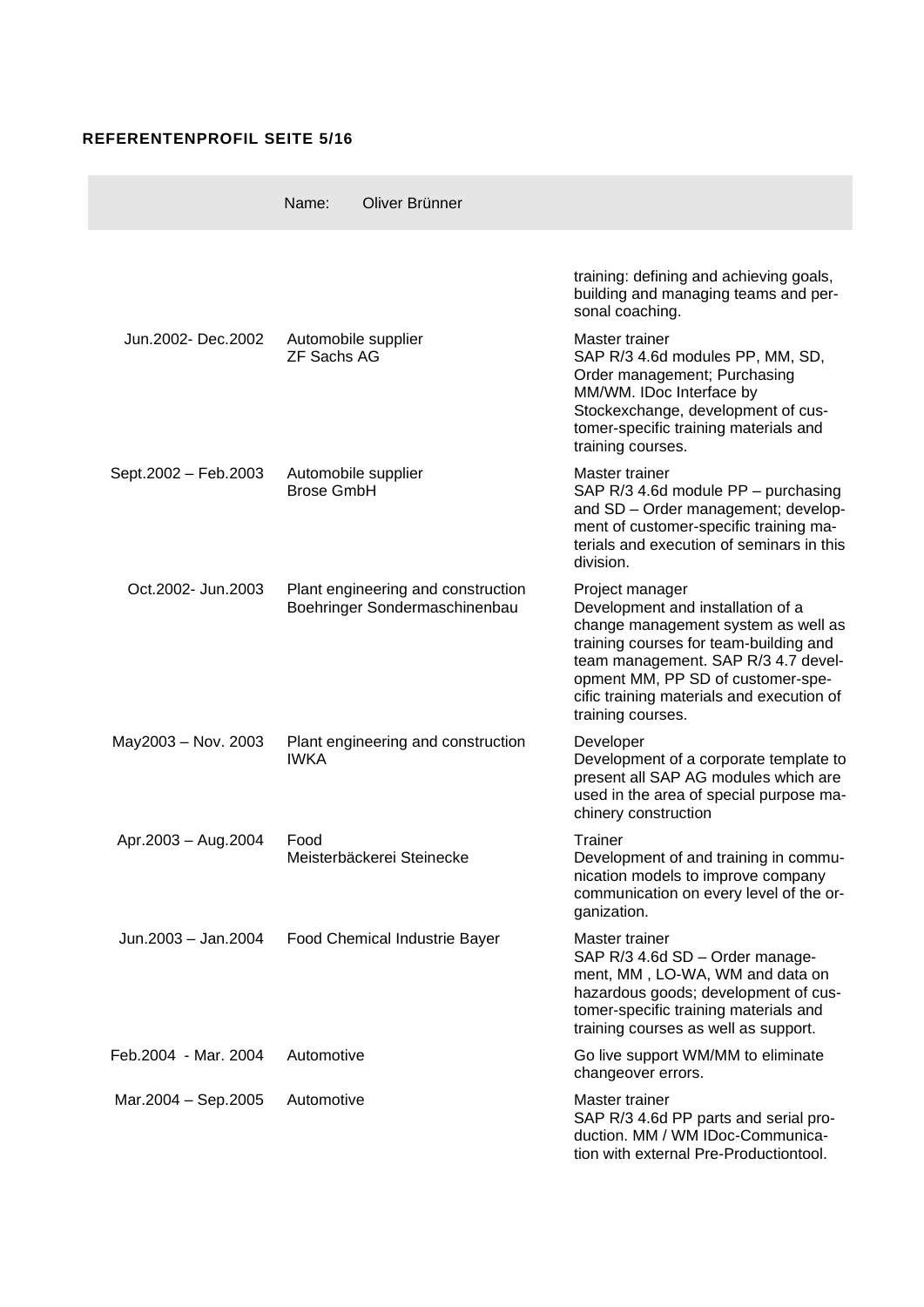**REFERENTENPROFIL SEITE 5/16**

| | Name: Oliver Brünner | |
|---|---|---|
| | | training: defining and achieving goals, building and managing teams and personal coaching. |
| Jun.2002- Dec.2002 | Automobile supplier<br>ZF Sachs AG | Master trainer<br>SAP R/3 4.6d modules PP, MM, SD, Order management; Purchasing MM/WM. IDoc Interface by Stockexchange, development of customer-specific training materials and training courses. |
| Sept.2002 – Feb.2003 | Automobile supplier<br>Brose GmbH | Master trainer<br>SAP R/3 4.6d module PP – purchasing and SD – Order management; development of customer-specific training materials and execution of seminars in this division. |
| Oct.2002- Jun.2003 | Plant engineering and construction<br>Boehringer Sondermaschinenbau | Project manager<br>Development and installation of a change management system as well as training courses for team-building and team management. SAP R/3 4.7 development MM, PP SD of customer-specific training materials and execution of training courses. |
| May2003 – Nov. 2003 | Plant engineering and construction<br>IWKA | Developer<br>Development of a corporate template to present all SAP AG modules which are used in the area of special purpose machinery construction |
| Apr.2003 – Aug.2004 | Food<br>Meisterbäckerei Steinecke | Trainer<br>Development of and training in communication models to improve company communication on every level of the organization. |
| Jun.2003 – Jan.2004 | Food Chemical Industrie Bayer | Master trainer<br>SAP R/3 4.6d SD – Order management, MM , LO-WA, WM and data on hazardous goods; development of customer-specific training materials and training courses as well as support. |
| Feb.2004 - Mar. 2004 | Automotive | Go live support WM/MM to eliminate changeover errors. |
| Mar.2004 – Sep.2005 | Automotive | Master trainer<br>SAP R/3 4.6d PP parts and serial production. MM / WM IDoc-Communication with external Pre-Productiontool. |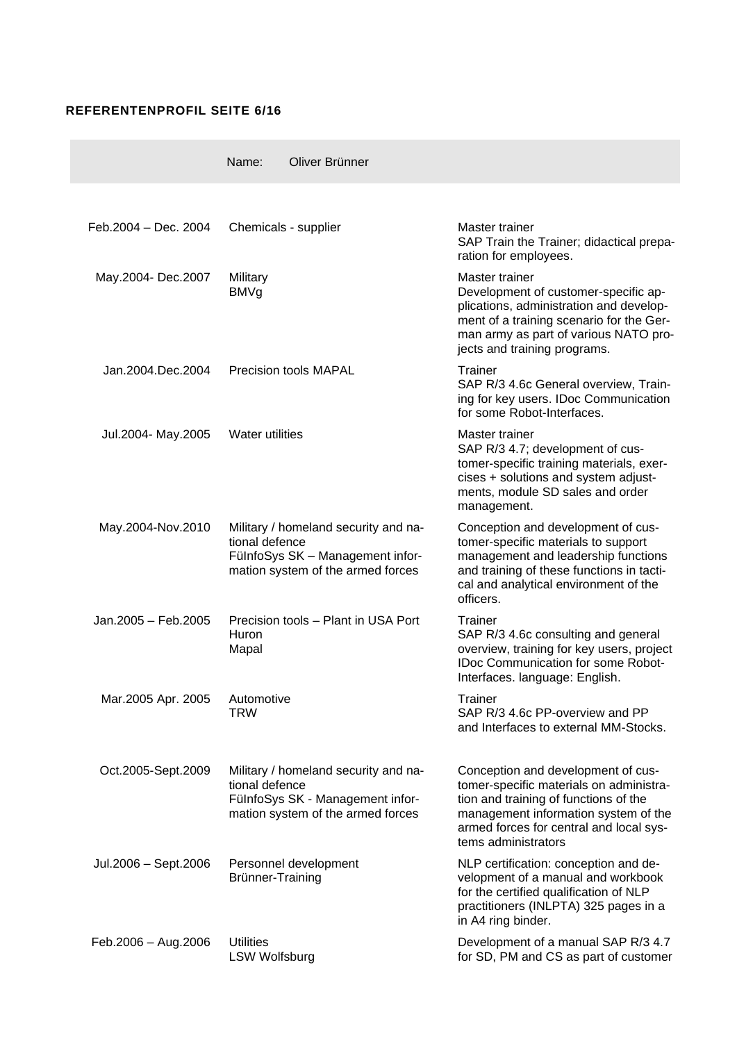**REFERENTENPROFIL SEITE 6/16**

| | Name: Oliver Brünner | |
|---|---|---|
| Feb.2004 – Dec. 2004 | Chemicals - supplier | Master trainer<br>SAP Train the Trainer; didactical preparation for employees. |
| May.2004- Dec.2007 | Military<br>BMVg | Master trainer<br>Development of customer-specific applications, administration and development of a training scenario for the German army as part of various NATO projects and training programs. |
| Jan.2004.Dec.2004 | Precision tools MAPAL | Trainer<br>SAP R/3 4.6c General overview, Training for key users. IDoc Communication for some Robot-Interfaces. |
| Jul.2004- May.2005 | Water utilities | Master trainer<br>SAP R/3 4.7; development of customer-specific training materials, exercises + solutions and system adjustments, module SD sales and order management. |
| May.2004-Nov.2010 | Military / homeland security and national defence<br>FüInfoSys SK – Management information system of the armed forces | Conception and development of customer-specific materials to support management and leadership functions and training of these functions in tactical and analytical environment of the officers. |
| Jan.2005 – Feb.2005 | Precision tools – Plant in USA Port Huron<br>Mapal | Trainer<br>SAP R/3 4.6c consulting and general overview, training for key users, project IDoc Communication for some Robot-Interfaces. language: English. |
| Mar.2005 Apr. 2005 | Automotive<br>TRW | Trainer<br>SAP R/3 4.6c PP-overview and PP and Interfaces to external MM-Stocks. |
| Oct.2005-Sept.2009 | Military / homeland security and national defence<br>FüInfoSys SK - Management information system of the armed forces | Conception and development of customer-specific materials on administration and training of functions of the management information system of the armed forces for central and local systems administrators |
| Jul.2006 – Sept.2006 | Personnel development<br>Brünner-Training | NLP certification: conception and development of a manual and workbook for the certified qualification of NLP practitioners (INLPTA) 325 pages in a in A4 ring binder. |
| Feb.2006 – Aug.2006 | Utilities<br>LSW Wolfsburg | Development of a manual SAP R/3 4.7 for SD, PM and CS as part of customer |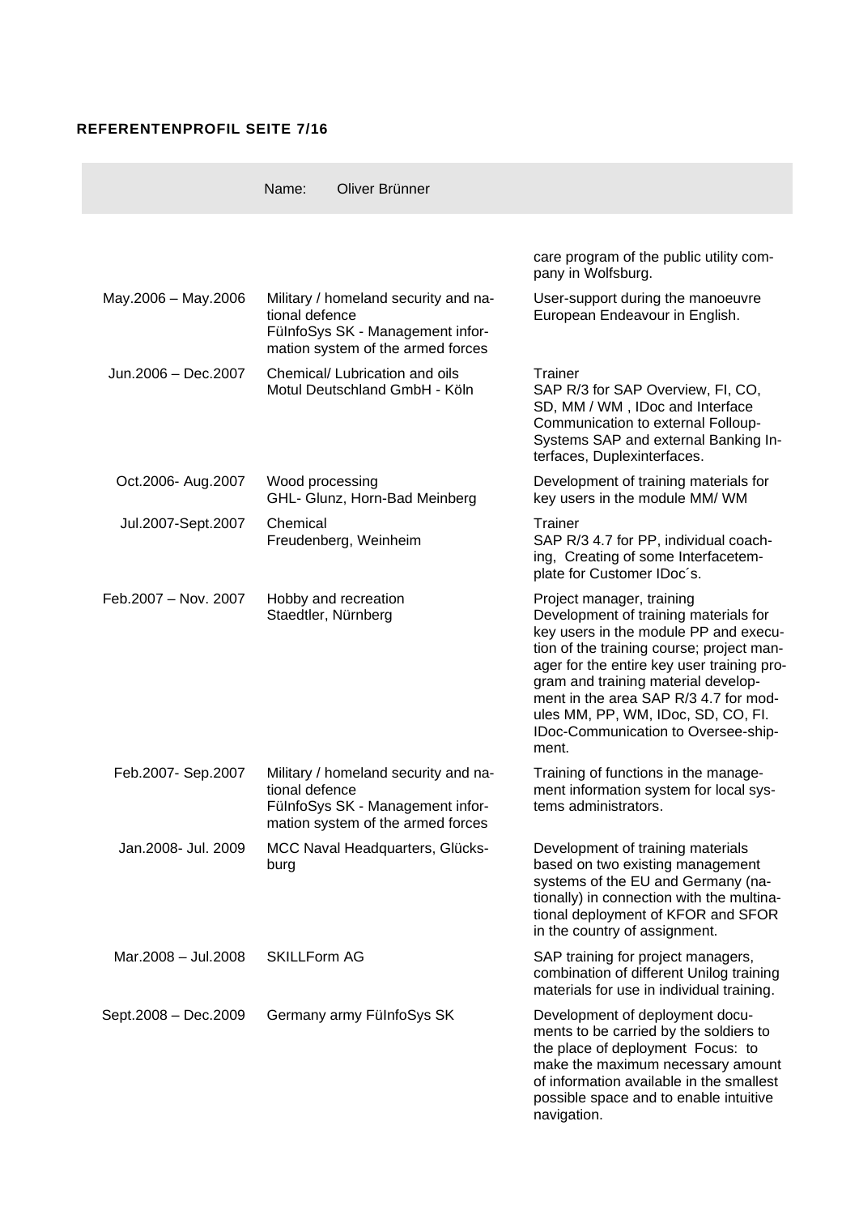| | Name: Oliver Brünner | |
|---|---|---|
| | | care program of the public utility company in Wolfsburg. |
| May.2006 – May.2006 | Military / homeland security and national defence<br>FüInfoSys SK - Management information system of the armed forces | User-support during the manoeuvre European Endeavour in English. |
| Jun.2006 – Dec.2007 | Chemical/ Lubrication and oils<br>Motul Deutschland GmbH - Köln | Trainer<br>SAP R/3 for SAP Overview, FI, CO, SD, MM / WM , IDoc and Interface Communication to external Folloup-Systems SAP and external Banking Interfaces, Duplexinterfaces. |
| Oct.2006- Aug.2007 | Wood processing<br>GHL- Glunz, Horn-Bad Meinberg | Development of training materials for key users in the module MM/ WM |
| Jul.2007-Sept.2007 | Chemical<br>Freudenberg, Weinheim | Trainer<br>SAP R/3 4.7 for PP, individual coaching, Creating of some Interfacetemplate for Customer IDoc´s. |
| Feb.2007 – Nov. 2007 | Hobby and recreation<br>Staedtler, Nürnberg | Project manager, training<br>Development of training materials for key users in the module PP and execution of the training course; project manager for the entire key user training program and training material development in the area SAP R/3 4.7 for modules MM, PP, WM, IDoc, SD, CO, FI. IDoc-Communication to Oversee-shipment. |
| Feb.2007- Sep.2007 | Military / homeland security and national defence<br>FüInfoSys SK - Management information system of the armed forces | Training of functions in the management information system for local systems administrators. |
| Jan.2008- Jul. 2009 | MCC Naval Headquarters, Glücksburg | Development of training materials based on two existing management systems of the EU and Germany (nationally) in connection with the multinational deployment of KFOR and SFOR in the country of assignment. |
| Mar.2008 – Jul.2008 | SKILLForm AG | SAP training for project managers, combination of different Unilog training materials for use in individual training. |
| Sept.2008 – Dec.2009 | Germany army FüInfoSys SK | Development of deployment documents to be carried by the soldiers to the place of deployment Focus: to make the maximum necessary amount of information available in the smallest possible space and to enable intuitive navigation. |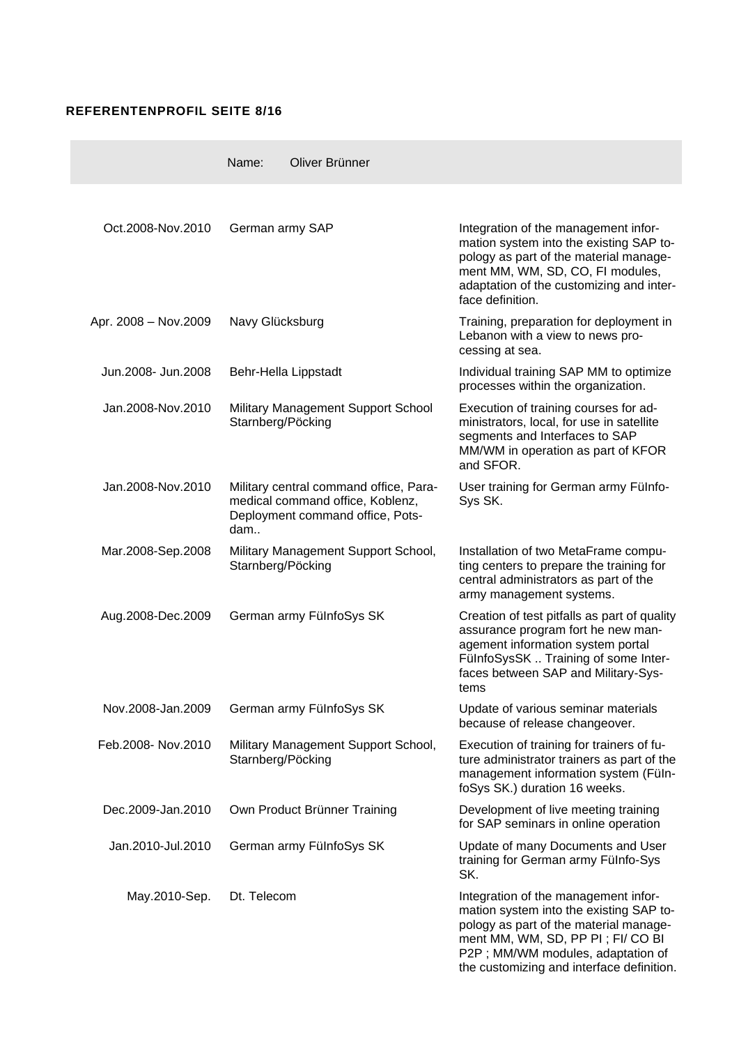**REFERENTENPROFIL SEITE 8/16**

| | Name: Oliver Brünner | |
|---|---|---|
| Oct.2008-Nov.2010 | German army SAP | Integration of the management information system into the existing SAP topology as part of the material management MM, WM, SD, CO, FI modules, adaptation of the customizing and interface definition. |
| Apr. 2008 – Nov.2009 | Navy Glücksburg | Training, preparation for deployment in Lebanon with a view to news processing at sea. |
| Jun.2008- Jun.2008 | Behr-Hella Lippstadt | Individual training SAP MM to optimize processes within the organization. |
| Jan.2008-Nov.2010 | Military Management Support School Starnberg/Pöcking | Execution of training courses for administrators, local, for use in satellite segments and Interfaces to SAP MM/WM in operation as part of KFOR and SFOR. |
| Jan.2008-Nov.2010 | Military central command office, Paramedical command office, Koblenz, Deployment command office, Potsdam.. | User training for German army FüInfoSys SK. |
| Mar.2008-Sep.2008 | Military Management Support School, Starnberg/Pöcking | Installation of two MetaFrame computing centers to prepare the training for central administrators as part of the army management systems. |
| Aug.2008-Dec.2009 | German army FüInfoSys SK | Creation of test pitfalls as part of quality assurance program fort he new management information system portal FüInfoSysSK .. Training of some Interfaces between SAP and Military-Systems |
| Nov.2008-Jan.2009 | German army FüInfoSys SK | Update of various seminar materials because of release changeover. |
| Feb.2008- Nov.2010 | Military Management Support School, Starnberg/Pöcking | Execution of training for trainers of future administrator trainers as part of the management information system (FüInfoSys SK.) duration 16 weeks. |
| Dec.2009-Jan.2010 | Own Product Brünner Training | Development of live meeting training for SAP seminars in online operation |
| Jan.2010-Jul.2010 | German army FüInfoSys SK | Update of many Documents and User training for German army FüInfo-Sys SK. |
| May.2010-Sep. | Dt. Telecom | Integration of the management information system into the existing SAP topology as part of the material management MM, WM, SD, PP PI ; FI/ CO BI P2P ; MM/WM modules, adaptation of the customizing and interface definition. |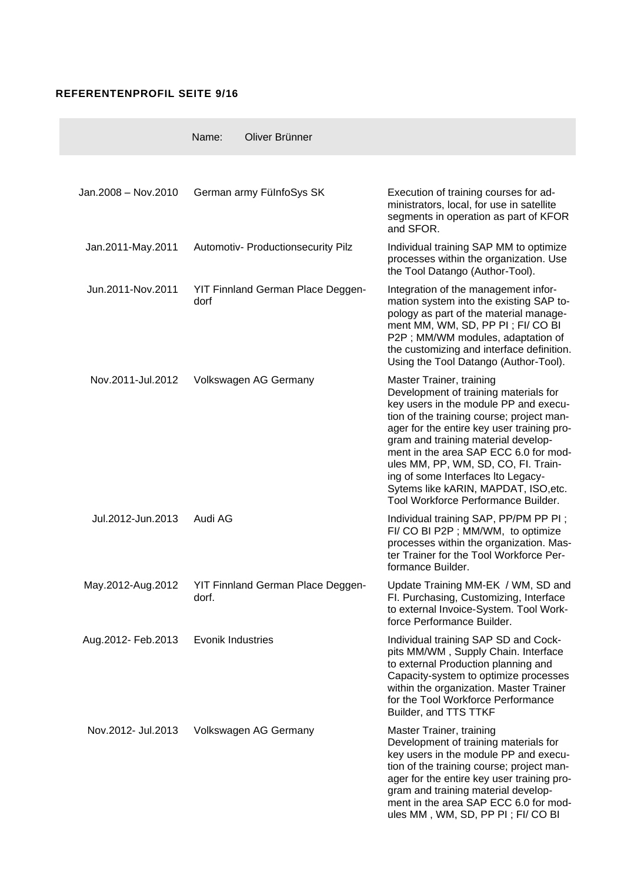**REFERENTENPROFIL SEITE 9/16**

| | Name: Oliver Brünner | |
|---|---|---|
| Jan.2008 – Nov.2010 | German army FüInfoSys SK | Execution of training courses for administrators, local, for use in satellite segments in operation as part of KFOR and SFOR. |
| Jan.2011-May.2011 | Automotiv- Productionsecurity Pilz | Individual training SAP MM to optimize processes within the organization. Use the Tool Datango (Author-Tool). |
| Jun.2011-Nov.2011 | YIT Finnland German Place Deggendorf | Integration of the management information system into the existing SAP topology as part of the material management MM, WM, SD, PP PI ; FI/ CO BI P2P ; MM/WM modules, adaptation of the customizing and interface definition. Using the Tool Datango (Author-Tool). |
| Nov.2011-Jul.2012 | Volkswagen AG Germany | Master Trainer, training Development of training materials for key users in the module PP and execution of the training course; project manager for the entire key user training program and training material development in the area SAP ECC 6.0 for modules MM, PP, WM, SD, CO, FI. Training of some Interfaces lto Legacy-Sytems like kARIN, MAPDAT, ISO,etc. Tool Workforce Performance Builder. |
| Jul.2012-Jun.2013 | Audi AG | Individual training SAP, PP/PM PP PI ; FI/ CO BI P2P ; MM/WM, to optimize processes within the organization. Master Trainer for the Tool Workforce Performance Builder. |
| May.2012-Aug.2012 | YIT Finnland German Place Deggendorf. | Update Training MM-EK / WM, SD and FI. Purchasing, Customizing, Interface to external Invoice-System. Tool Workforce Performance Builder. |
| Aug.2012- Feb.2013 | Evonik Industries | Individual training SAP SD and Cockpits MM/WM , Supply Chain. Interface to external Production planning and Capacity-system to optimize processes within the organization. Master Trainer for the Tool Workforce Performance Builder, and TTS TTKF |
| Nov.2012- Jul.2013 | Volkswagen AG Germany | Master Trainer, training Development of training materials for key users in the module PP and execution of the training course; project manager for the entire key user training program and training material development in the area SAP ECC 6.0 for modules MM , WM, SD, PP PI ; FI/ CO BI |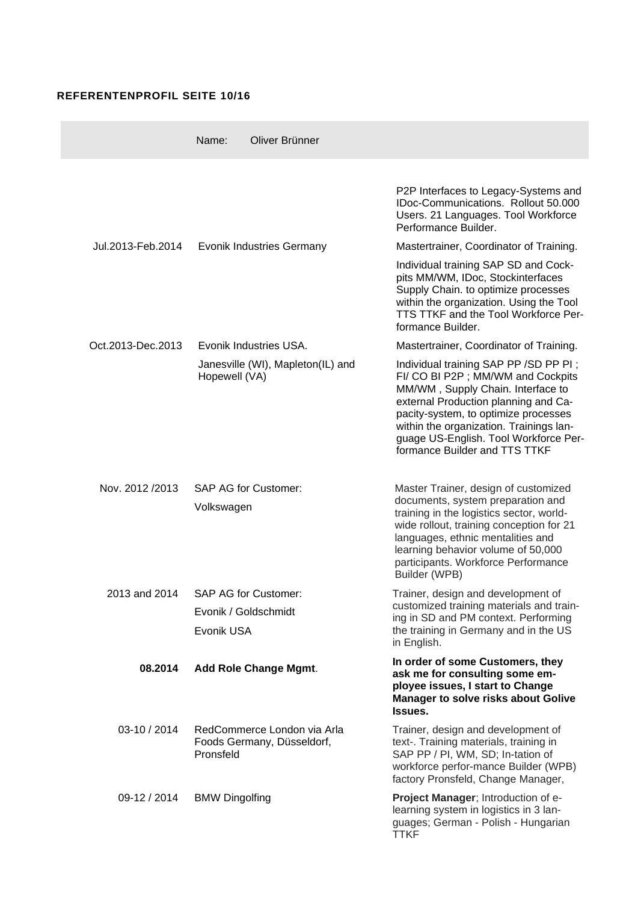**REFERENTENPROFIL SEITE 10/16**

| | Name: Oliver Brünner | |
|---|---|---|
| | | P2P Interfaces to Legacy-Systems and IDoc-Communications. Rollout 50.000 Users. 21 Languages. Tool Workforce Performance Builder. |
| Jul.2013-Feb.2014 | Evonik Industries Germany | Mastertrainer, Coordinator of Training. Individual training SAP SD and Cockpits MM/WM, IDoc, Stockinterfaces Supply Chain. to optimize processes within the organization. Using the Tool TTS TTKF and the Tool Workforce Performance Builder. |
| Oct.2013-Dec.2013 | Evonik Industries USA. Janesville (WI), Mapleton(IL) and Hopewell (VA) | Mastertrainer, Coordinator of Training. Individual training SAP PP /SD PP PI ; FI/ CO BI P2P ; MM/WM and Cockpits MM/WM , Supply Chain. Interface to external Production planning and Capacity-system, to optimize processes within the organization. Trainings language US-English. Tool Workforce Performance Builder and TTS TTKF |
| Nov. 2012 /2013 | SAP AG for Customer: Volkswagen | Master Trainer, design of customized documents, system preparation and training in the logistics sector, worldwide rollout, training conception for 21 languages, ethnic mentalities and learning behavior volume of 50,000 participants. Workforce Performance Builder (WPB) |
| 2013 and 2014 | SAP AG for Customer: Evonik / Goldschmidt Evonik USA | Trainer, design and development of customized training materials and training in SD and PM context. Performing the training in Germany and in the US in English. |
| **08.2014** | **Add Role Change Mgmt**. | **In order of some Customers, they ask me for consulting some employee issues, I start to Change Manager to solve risks about Golive Issues.** |
| 03-10 / 2014 | RedCommerce London via Arla Foods Germany, Düsseldorf, Pronsfeld | Trainer, design and development of text-. Training materials, training in SAP PP / PI, WM, SD; In-tation of workforce perfor-mance Builder (WPB) factory Pronsfeld, Change Manager, |
| 09-12 / 2014 | BMW Dingolfing | **Project Manager**; Introduction of e-learning system in logistics in 3 languages; German - Polish - Hungarian TTKF |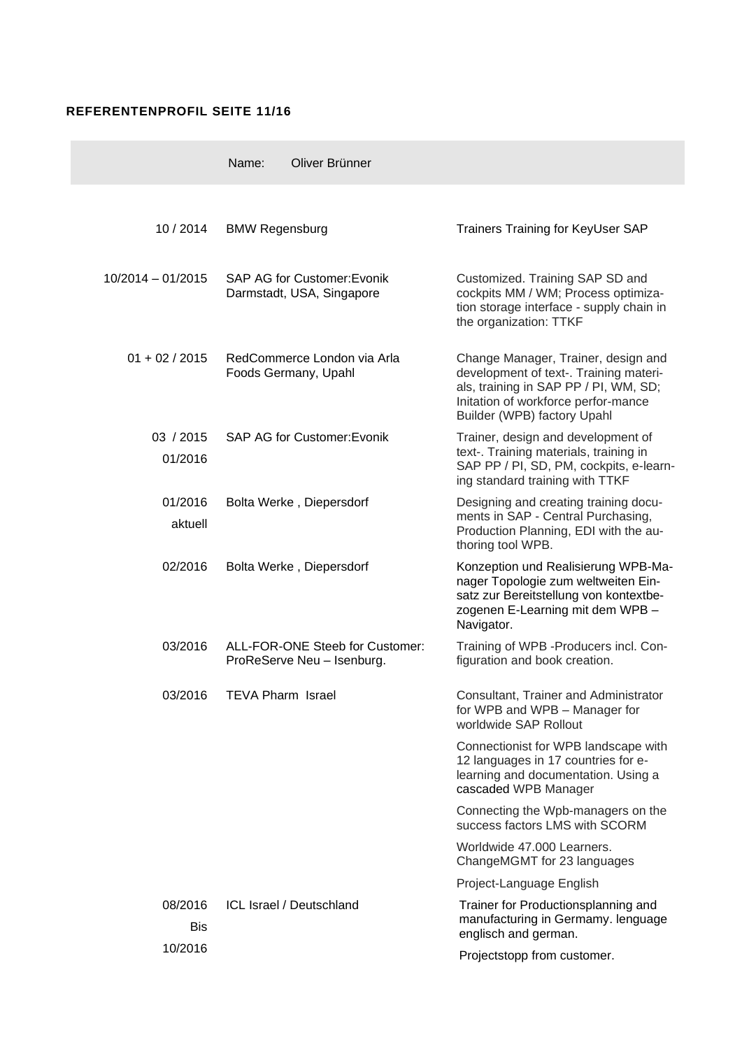**REFERENTENPROFIL SEITE 11/16**

| | Name: Oliver Brünner | |
|---|---|---|
| 10 / 2014 | BMW Regensburg | Trainers Training for KeyUser SAP |
| 10/2014 – 01/2015 | SAP AG for Customer:Evonik Darmstadt, USA, Singapore | Customized. Training SAP SD and cockpits MM / WM; Process optimiza-tion storage interface - supply chain in the organization: TTKF |
| 01 + 02 / 2015 | RedCommerce London via Arla Foods Germany, Upahl | Change Manager, Trainer, design and development of text-. Training materi-als, training in SAP PP / PI, WM, SD; Initation of workforce perfor-mance Builder (WPB) factory Upahl |
| 03 / 2015 01/2016 | SAP AG for Customer:Evonik | Trainer, design and development of text-. Training materials, training in SAP PP / PI, SD, PM, cockpits, e-learn-ing standard training with TTKF |
| 01/2016 aktuell | Bolta Werke , Diepersdorf | Designing and creating training docu-ments in SAP - Central Purchasing, Production Planning, EDI with the au-thoring tool WPB. |
| 02/2016 | Bolta Werke , Diepersdorf | Konzeption und Realisierung WPB-Ma-nager Topologie zum weltweiten Ein-satz zur Bereitstellung von kontextbe-zogenen E-Learning mit dem WPB – Navigator. |
| 03/2016 | ALL-FOR-ONE Steeb for Customer: ProReServe Neu – Isenburg. | Training of WPB -Producers incl. Con-figuration and book creation. |
| 03/2016 | TEVA Pharm Israel | Consultant, Trainer and Administrator for WPB and WPB – Manager for worldwide SAP Rollout<br><br>Connectionist for WPB landscape with 12 languages in 17 countries for e-learning and documentation. Using a cascaded WPB Manager<br><br>Connecting the Wpb-managers on the success factors LMS with SCORM<br><br>Worldwide 47.000 Learners. ChangeMGMT for 23 languages<br><br>Project-Language English |
| 08/2016 Bis 10/2016 | ICL Israel / Deutschland | Trainer for Productionsplanning and manufacturing in Germamy. lenguage englisch and german.<br><br>Projectstopp from customer. |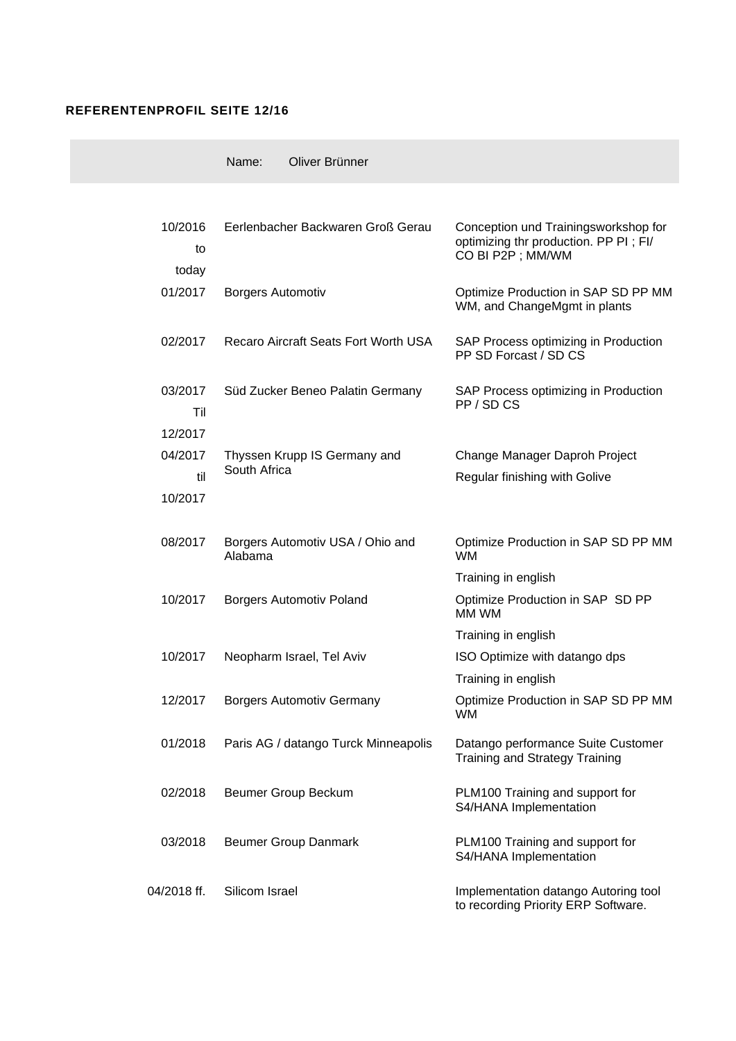**REFERENTENPROFIL SEITE 12/16**

Name: Oliver Brünner

| | | |
|---|---|---|
| 10/2016 to today | Eerlenbacher Backwaren Groß Gerau | Conception und Trainingsworkshop for optimizing thr production. PP PI ; FI/ CO BI P2P ; MM/WM |
| 01/2017 | Borgers Automotiv | Optimize Production in SAP SD PP MM WM, and ChangeMgmt in plants |
| 02/2017 | Recaro Aircraft Seats Fort Worth USA | SAP Process optimizing in Production PP SD Forcast / SD CS |
| 03/2017 Til 12/2017 | Süd Zucker Beneo Palatin Germany | SAP Process optimizing in Production PP / SD CS |
| 04/2017 til 10/2017 | Thyssen Krupp IS Germany and South Africa | Change Manager Daproh Project<br>Regular finishing with Golive |
| 08/2017 | Borgers Automotiv USA / Ohio and Alabama | Optimize Production in SAP SD PP MM WM<br>Training in english |
| 10/2017 | Borgers Automotiv Poland | Optimize Production in SAP SD PP MM WM<br>Training in english |
| 10/2017 | Neopharm Israel, Tel Aviv | ISO Optimize with datango dps<br>Training in english |
| 12/2017 | Borgers Automotiv Germany | Optimize Production in SAP SD PP MM WM |
| 01/2018 | Paris AG / datango Turck Minneapolis | Datango performance Suite Customer Training and Strategy Training |
| 02/2018 | Beumer Group Beckum | PLM100 Training and support for S4/HANA Implementation |
| 03/2018 | Beumer Group Danmark | PLM100 Training and support for S4/HANA Implementation |
| 04/2018 ff. | Silicom Israel | Implementation datango Autoring tool to recording Priority ERP Software. |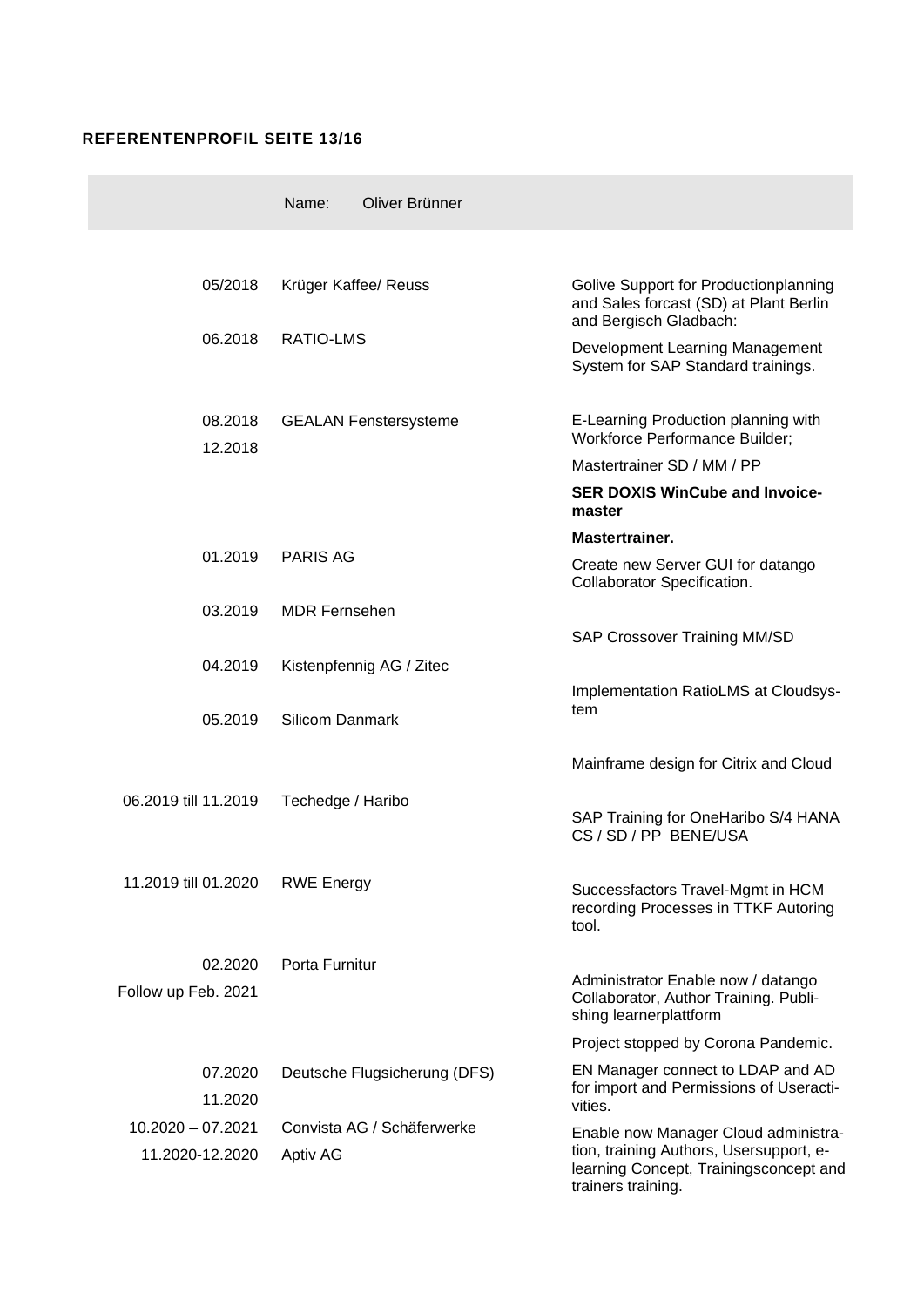**REFERENTENPROFIL SEITE 13/16**

| | Name: Oliver Brünner | |
|---|---|---|
| 05/2018 | Krüger Kaffee/ Reuss | Golive Support for Productionplanning and Sales forcast (SD) at Plant Berlin and Bergisch Gladbach: |
| 06.2018 | RATIO-LMS | Development Learning Management System for SAP Standard trainings. |
| 08.2018<br>12.2018 | GEALAN Fenstersysteme | E-Learning Production planning with Workforce Performance Builder;<br>Mastertrainer SD / MM / PP<br>**SER DOXIS WinCube and Invoice-master**<br>**Mastertrainer.** |
| 01.2019 | PARIS AG | Create new Server GUI for datango Collaborator Specification. |
| 03.2019 | MDR Fernsehen | SAP Crossover Training MM/SD |
| 04.2019 | Kistenpfennig AG / Zitec | Implementation RatioLMS at Cloudsys-tem |
| 05.2019 | Silicom Danmark | Mainframe design for Citrix and Cloud |
| 06.2019 till 11.2019 | Techedge / Haribo | SAP Training for OneHaribo S/4 HANA CS / SD / PP BENE/USA |
| 11.2019 till 01.2020 | RWE Energy | Successfactors Travel-Mgmt in HCM recording Processes in TTKF Autoring tool. |
| 02.2020<br>Follow up Feb. 2021 | Porta Furnitur | Administrator Enable now / datango Collaborator, Author Training. Publi-shing learnerplattform<br>Project stopped by Corona Pandemic. |
| 07.2020<br>11.2020 | Deutsche Flugsicherung (DFS) | EN Manager connect to LDAP and AD for import and Permissions of Useracti-vities. |
| 10.2020 – 07.2021<br>11.2020-12.2020 | Convista AG / Schäferwerke<br>Aptiv AG | Enable now Manager Cloud administra-tion, training Authors, Usersupport, e-learning Concept, Trainingsconcept and trainers training. |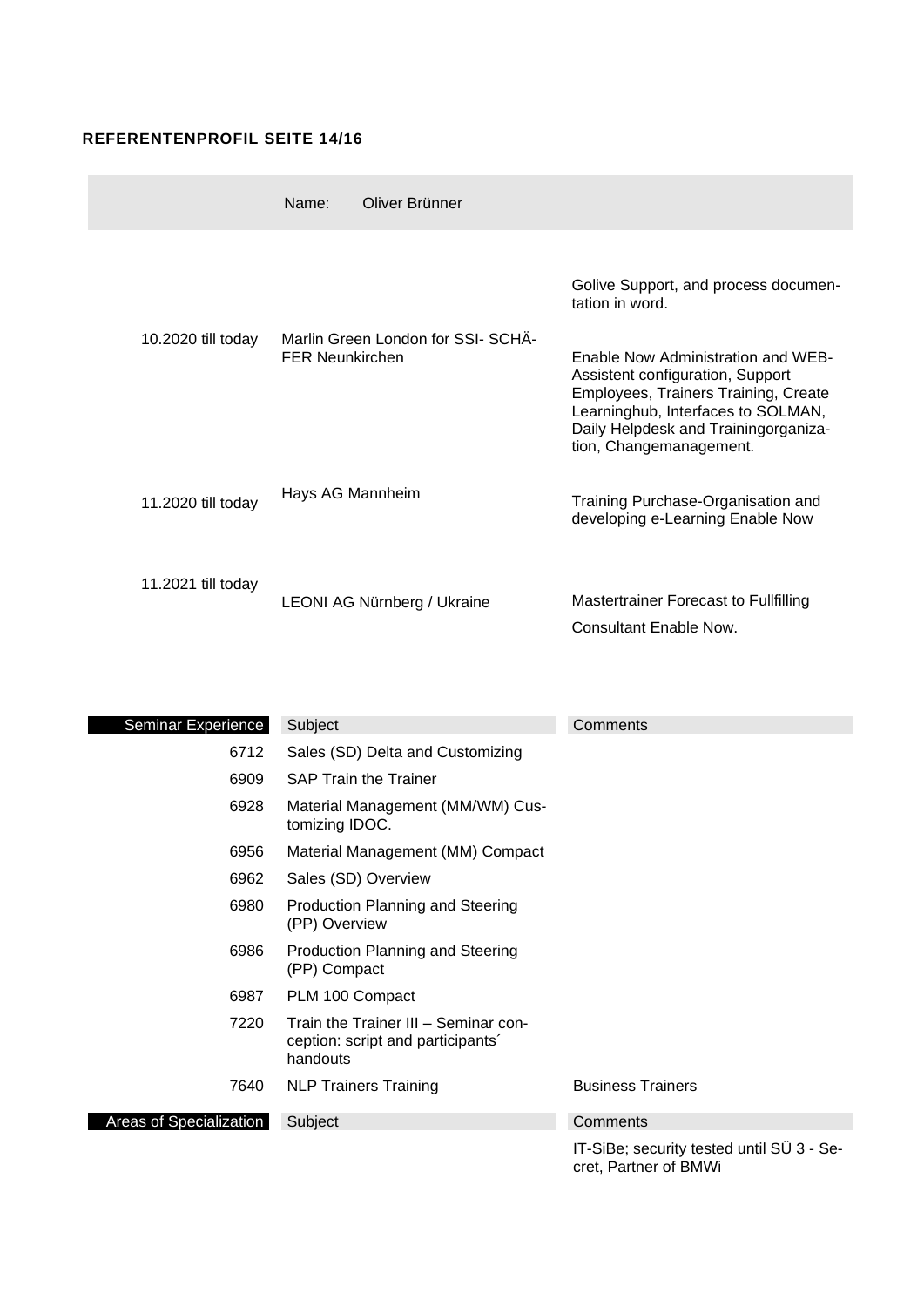**REFERENTENPROFIL SEITE 14/16**

| | Name: Oliver Brünner | |
|---|---|---|
| | | Golive Support, and process documentation in word. |
| 10.2020 till today | Marlin Green London for SSI- SCHÄFER Neunkirchen | Enable Now Administration and WEB-Assistent configuration, Support Employees, Trainers Training, Create Learninghub, Interfaces to SOLMAN, Daily Helpdesk and Trainingorganization, Changemanagement. |
| 11.2020 till today | Hays AG Mannheim | Training Purchase-Organisation and developing e-Learning Enable Now |
| 11.2021 till today | LEONI AG Nürnberg / Ukraine | Mastertrainer Forecast to Fullfilling<br>Consultant Enable Now. |

| Seminar Experience | Subject | Comments |
|---|---|---|
| 6712 | Sales (SD) Delta and Customizing | |
| 6909 | SAP Train the Trainer | |
| 6928 | Material Management (MM/WM) Customizing IDOC. | |
| 6956 | Material Management (MM) Compact | |
| 6962 | Sales (SD) Overview | |
| 6980 | Production Planning and Steering (PP) Overview | |
| 6986 | Production Planning and Steering (PP) Compact | |
| 6987 | PLM 100 Compact | |
| 7220 | Train the Trainer III – Seminar conception: script and participants´ handouts | |
| 7640 | NLP Trainers Training | Business Trainers |

| Areas of Specialization | Subject | Comments |
|---|---|---|
| | | IT-SiBe; security tested until SÜ 3 - Secret, Partner of BMWi |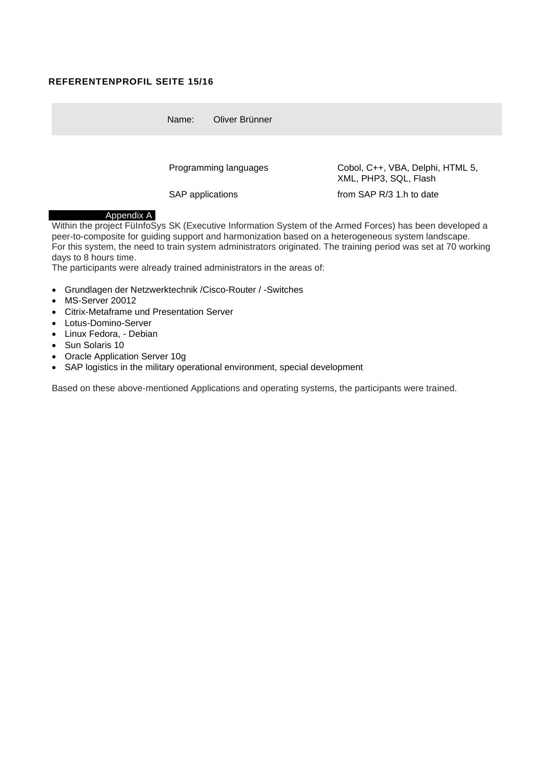**REFERENTENPROFIL SEITE 15/16**

| Name: | Oliver Brünner |
|---|---|

| | |
|---|---|
| Programming languages | Cobol, C++, VBA, Delphi, HTML 5, XML, PHP3, SQL, Flash |
| SAP applications | from SAP R/3 1.h to date |

**Appendix A**

Within the project FüInfoSys SK (Executive Information System of the Armed Forces) has been developed a peer-to-composite for guiding support and harmonization based on a heterogeneous system landscape.
For this system, the need to train system administrators originated. The training period was set at 70 working days to 8 hours time.
The participants were already trained administrators in the areas of:

- Grundlagen der Netzwerktechnik /Cisco-Router / -Switches
- MS-Server 20012
- Citrix-Metaframe und Presentation Server
- Lotus-Domino-Server
- Linux Fedora, - Debian
- Sun Solaris 10
- Oracle Application Server 10g
- SAP logistics in the military operational environment, special development

Based on these above-mentioned Applications and operating systems, the participants were trained.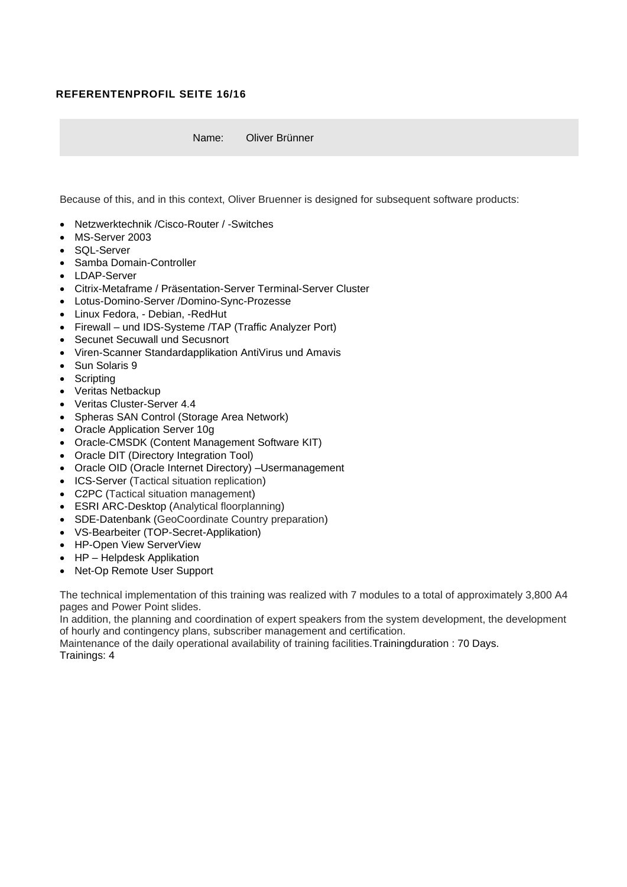**REFERENTENPROFIL SEITE 16/16**

| | |
|---|---|
| Name: | Oliver Brünner |

Because of this, and in this context, Oliver Bruenner is designed for subsequent software products:

- Netzwerktechnik /Cisco-Router / -Switches
- MS-Server 2003
- SQL-Server
- Samba Domain-Controller
- LDAP-Server
- Citrix-Metaframe / Präsentation-Server Terminal-Server Cluster
- Lotus-Domino-Server /Domino-Sync-Prozesse
- Linux Fedora, - Debian, -RedHut
- Firewall – und IDS-Systeme /TAP (Traffic Analyzer Port)
- Secunet Secuwall und Secusnort
- Viren-Scanner Standardapplikation AntiVirus und Amavis
- Sun Solaris 9
- Scripting
- Veritas Netbackup
- Veritas Cluster-Server 4.4
- Spheras SAN Control (Storage Area Network)
- Oracle Application Server 10g
- Oracle-CMSDK (Content Management Software KIT)
- Oracle DIT (Directory Integration Tool)
- Oracle OID (Oracle Internet Directory) –Usermanagement
- ICS-Server (Tactical situation replication)
- C2PC (Tactical situation management)
- ESRI ARC-Desktop (Analytical floorplanning)
- SDE-Datenbank (GeoCoordinate Country preparation)
- VS-Bearbeiter (TOP-Secret-Applikation)
- HP-Open View ServerView
- HP – Helpdesk Applikation
- Net-Op Remote User Support

The technical implementation of this training was realized with 7 modules to a total of approximately 3,800 A4 pages and Power Point slides.
In addition, the planning and coordination of expert speakers from the system development, the development of hourly and contingency plans, subscriber management and certification.
Maintenance of the daily operational availability of training facilities.Trainingduration : 70 Days.
Trainings: 4